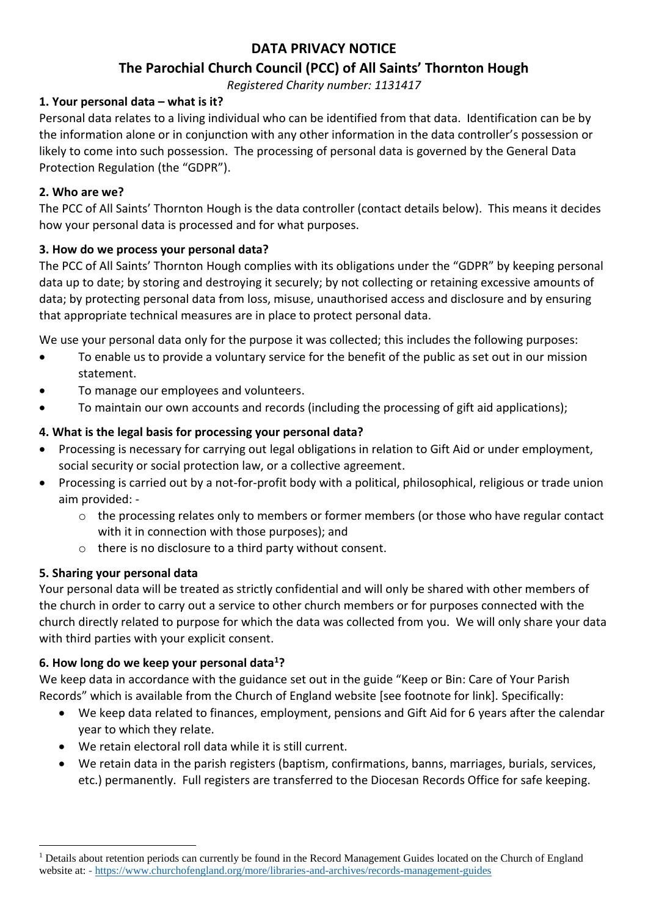# DATA PRIVACY NOTICE

## The Parochial Church Council (PCC) of All Saints' Thornton Hough

*Registered Charity number: 1131417*

### 1. Your personal data – what is it?

Personal data relates to a living individual who can be identified from that data. Identification can be by the information alone or in conjunction with any other information in the data controller's possession or likely to come into such possession. The processing of personal data is governed by the General Data Protection Regulation (the "GDPR").

### 2. Who are we?

The PCC of All Saints' Thornton Hough is the data controller (contact details below). This means it decides how your personal data is processed and for what purposes.

### 3. How do we process your personal data?

The PCC of All Saints' Thornton Hough complies with its obligations under the "GDPR" by keeping personal data up to date; by storing and destroying it securely; by not collecting or retaining excessive amounts of data; by protecting personal data from loss, misuse, unauthorised access and disclosure and by ensuring that appropriate technical measures are in place to protect personal data.

We use your personal data only for the purpose it was collected; this includes the following purposes:

- To enable us to provide a voluntary service for the benefit of the public as set out in our mission statement.
- To manage our employees and volunteers.
- To maintain our own accounts and records (including the processing of gift aid applications);

### 4. What is the legal basis for processing your personal data?

- Processing is necessary for carrying out legal obligations in relation to Gift Aid or under employment, social security or social protection law, or a collective agreement.
- Processing is carried out by a not-for-profit body with a political, philosophical, religious or trade union aim provided: -
  - the processing relates only to members or former members (or those who have regular contact with it in connection with those purposes); and
  - there is no disclosure to a third party without consent.

### 5. Sharing your personal data

Your personal data will be treated as strictly confidential and will only be shared with other members of the church in order to carry out a service to other church members or for purposes connected with the church directly related to purpose for which the data was collected from you. We will only share your data with third parties with your explicit consent.

### 6. How long do we keep your personal data[1]?

We keep data in accordance with the guidance set out in the guide "Keep or Bin: Care of Your Parish Records" which is available from the Church of England website [see footnote for link]. Specifically:

- We keep data related to finances, employment, pensions and Gift Aid for 6 years after the calendar year to which they relate.
- We retain electoral roll data while it is still current.
- We retain data in the parish registers (baptism, confirmations, banns, marriages, burials, services, etc.) permanently. Full registers are transferred to the Diocesan Records Office for safe keeping.

---

[1] Details about retention periods can currently be found in the Record Management Guides located on the Church of England website at: - https://www.churchofengland.org/more/libraries-and-archives/records-management-guides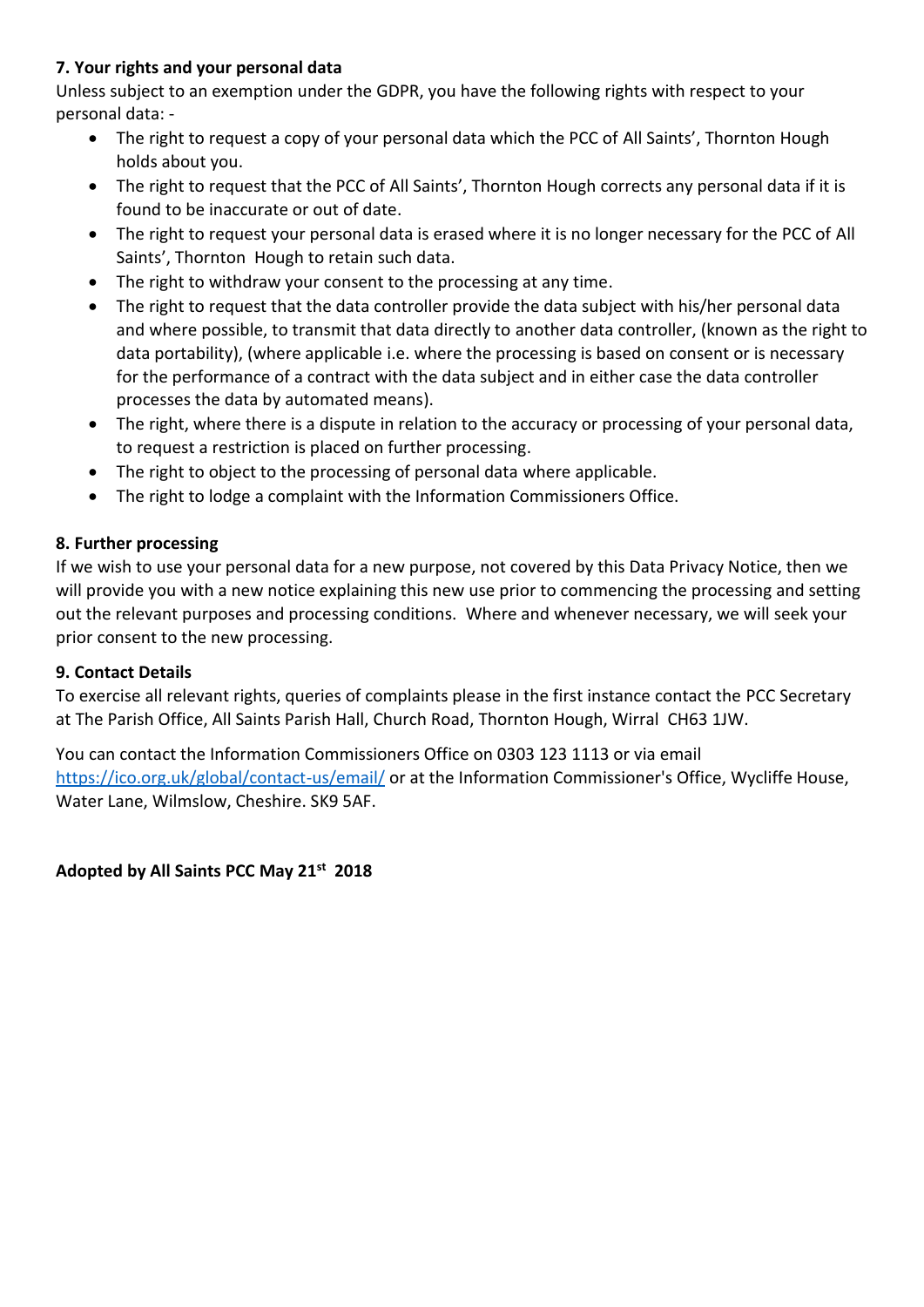**7. Your rights and your personal data**

Unless subject to an exemption under the GDPR, you have the following rights with respect to your personal data: -

- The right to request a copy of your personal data which the PCC of All Saints', Thornton Hough holds about you.
- The right to request that the PCC of All Saints', Thornton Hough corrects any personal data if it is found to be inaccurate or out of date.
- The right to request your personal data is erased where it is no longer necessary for the PCC of All Saints', Thornton Hough to retain such data.
- The right to withdraw your consent to the processing at any time.
- The right to request that the data controller provide the data subject with his/her personal data and where possible, to transmit that data directly to another data controller, (known as the right to data portability), (where applicable i.e. where the processing is based on consent or is necessary for the performance of a contract with the data subject and in either case the data controller processes the data by automated means).
- The right, where there is a dispute in relation to the accuracy or processing of your personal data, to request a restriction is placed on further processing.
- The right to object to the processing of personal data where applicable.
- The right to lodge a complaint with the Information Commissioners Office.

**8. Further processing**

If we wish to use your personal data for a new purpose, not covered by this Data Privacy Notice, then we will provide you with a new notice explaining this new use prior to commencing the processing and setting out the relevant purposes and processing conditions. Where and whenever necessary, we will seek your prior consent to the new processing.

**9. Contact Details**

To exercise all relevant rights, queries of complaints please in the first instance contact the PCC Secretary at The Parish Office, All Saints Parish Hall, Church Road, Thornton Hough, Wirral CH63 1JW.

You can contact the Information Commissioners Office on 0303 123 1113 or via email https://ico.org.uk/global/contact-us/email/ or at the Information Commissioner's Office, Wycliffe House, Water Lane, Wilmslow, Cheshire. SK9 5AF.

**Adopted by All Saints PCC May 21st 2018**